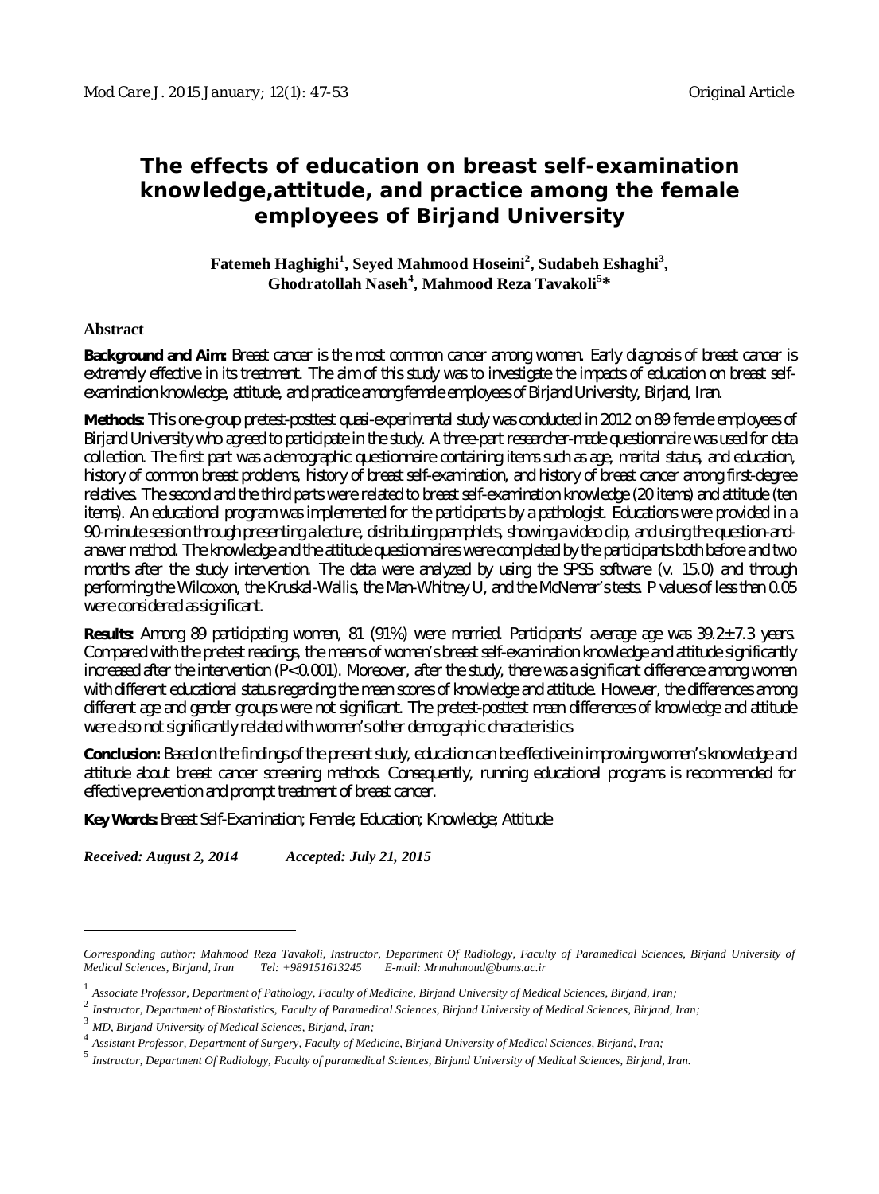# The effects of education on breast self-examination knowledge,attitude, and practice among the female employees of Birjand University

**Fatemeh Haghighi[1], Seyed Mahmood Hoseini[2], Sudabeh Eshaghi[3], Ghodratollah Naseh[4], Mahmood Reza Tavakoli[5]***

## Abstract

**Background and Aim:** Breast cancer is the most common cancer among women. Early diagnosis of breast cancer is extremely effective in its treatment. The aim of this study was to investigate the impacts of education on breast self-examination knowledge, attitude, and practice among female employees of Birjand University, Birjand, Iran.

**Methods:** This one-group pretest-posttest quasi-experimental study was conducted in 2012 on 89 female employees of Birjand University who agreed to participate in the study. A three-part researcher-made questionnaire was used for data collection. The first part was a demographic questionnaire containing items such as age, marital status, and education, history of common breast problems, history of breast self-examination, and history of breast cancer among first-degree relatives. The second and the third parts were related to breast self-examination knowledge (20 items) and attitude (ten items). An educational program was implemented for the participants by a pathologist. Educations were provided in a 90-minute session through presenting a lecture, distributing pamphlets, showing a video clip, and using the question-and-answer method. The knowledge and the attitude questionnaires were completed by the participants both before and two months after the study intervention. The data were analyzed by using the SPSS software (v. 15.0) and through performing the Wilcoxon, the Kruskal-Wallis, the Man-Whitney U, and the McNemar's tests. P values of less than 0.05 were considered as significant.

**Results:** Among 89 participating women, 81 (91%) were married. Participants' average age was 39.2±7.3 years. Compared with the pretest readings, the means of women's breast self-examination knowledge and attitude significantly increased after the intervention ($P<0.001$). Moreover, after the study, there was a significant difference among women with different educational status regarding the mean scores of knowledge and attitude. However, the differences among different age and gender groups were not significant. The pretest-posttest mean differences of knowledge and attitude were also not significantly related with women's other demographic characteristics

**Conclusion:** Based on the findings of the present study, education can be effective in improving women's knowledge and attitude about breast cancer screening methods. Consequently, running educational programs is recommended for effective prevention and prompt treatment of breast cancer.

**Key Words:** Breast Self-Examination; Female; Education; Knowledge; Attitude

*Received: August 2, 2014* *Accepted: July 21, 2015*

---

*Corresponding author; Mahmood Reza Tavakoli, Instructor, Department Of Radiology, Faculty of Paramedical Sciences, Birjand University of Medical Sciences, Birjand, Iran Tel: +989151613245 E-mail: Mrmahmoud@bums.ac.ir*

[1] *Associate Professor, Department of Pathology, Faculty of Medicine, Birjand University of Medical Sciences, Birjand, Iran;*

[2] *Instructor, Department of Biostatistics, Faculty of Paramedical Sciences, Birjand University of Medical Sciences, Birjand, Iran;*

[3] *MD, Birjand University of Medical Sciences, Birjand, Iran;*

[4] *Assistant Professor, Department of Surgery, Faculty of Medicine, Birjand University of Medical Sciences, Birjand, Iran;*

[5] *Instructor, Department Of Radiology, Faculty of paramedical Sciences, Birjand University of Medical Sciences, Birjand, Iran.*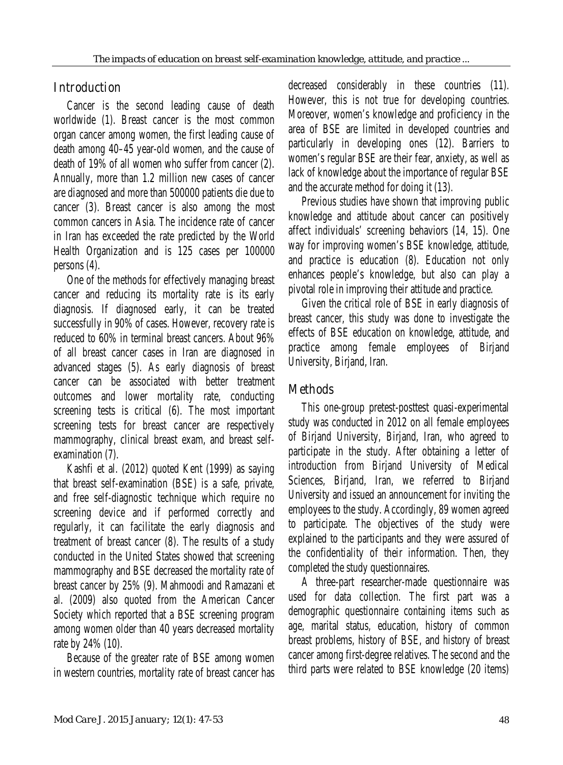## Introduction

Cancer is the second leading cause of death worldwide (1). Breast cancer is the most common organ cancer among women, the first leading cause of death among 40–45 year-old women, and the cause of death of 19% of all women who suffer from cancer (2). Annually, more than 1.2 million new cases of cancer are diagnosed and more than 500000 patients die due to cancer (3). Breast cancer is also among the most common cancers in Asia. The incidence rate of cancer in Iran has exceeded the rate predicted by the World Health Organization and is 125 cases per 100000 persons (4).

One of the methods for effectively managing breast cancer and reducing its mortality rate is its early diagnosis. If diagnosed early, it can be treated successfully in 90% of cases. However, recovery rate is reduced to 60% in terminal breast cancers. About 96% of all breast cancer cases in Iran are diagnosed in advanced stages (5). As early diagnosis of breast cancer can be associated with better treatment outcomes and lower mortality rate, conducting screening tests is critical (6). The most important screening tests for breast cancer are respectively mammography, clinical breast exam, and breast self-examination (7).

Kashfi et al. (2012) quoted Kent (1999) as saying that breast self-examination (BSE) is a safe, private, and free self-diagnostic technique which require no screening device and if performed correctly and regularly, it can facilitate the early diagnosis and treatment of breast cancer (8). The results of a study conducted in the United States showed that screening mammography and BSE decreased the mortality rate of breast cancer by 25% (9). Mahmoodi and Ramazani et al. (2009) also quoted from the American Cancer Society which reported that a BSE screening program among women older than 40 years decreased mortality rate by 24% (10).

Because of the greater rate of BSE among women in western countries, mortality rate of breast cancer has decreased considerably in these countries (11). However, this is not true for developing countries. Moreover, women's knowledge and proficiency in the area of BSE are limited in developed countries and particularly in developing ones (12). Barriers to women's regular BSE are their fear, anxiety, as well as lack of knowledge about the importance of regular BSE and the accurate method for doing it (13).

Previous studies have shown that improving public knowledge and attitude about cancer can positively affect individuals' screening behaviors (14, 15). One way for improving women's BSE knowledge, attitude, and practice is education (8). Education not only enhances people's knowledge, but also can play a pivotal role in improving their attitude and practice.

Given the critical role of BSE in early diagnosis of breast cancer, this study was done to investigate the effects of BSE education on knowledge, attitude, and practice among female employees of Birjand University, Birjand, Iran.

## Methods

This one-group pretest-posttest quasi-experimental study was conducted in 2012 on all female employees of Birjand University, Birjand, Iran, who agreed to participate in the study. After obtaining a letter of introduction from Birjand University of Medical Sciences, Birjand, Iran, we referred to Birjand University and issued an announcement for inviting the employees to the study. Accordingly, 89 women agreed to participate. The objectives of the study were explained to the participants and they were assured of the confidentiality of their information. Then, they completed the study questionnaires.

A three-part researcher-made questionnaire was used for data collection. The first part was a demographic questionnaire containing items such as age, marital status, education, history of common breast problems, history of BSE, and history of breast cancer among first-degree relatives. The second and the third parts were related to BSE knowledge (20 items)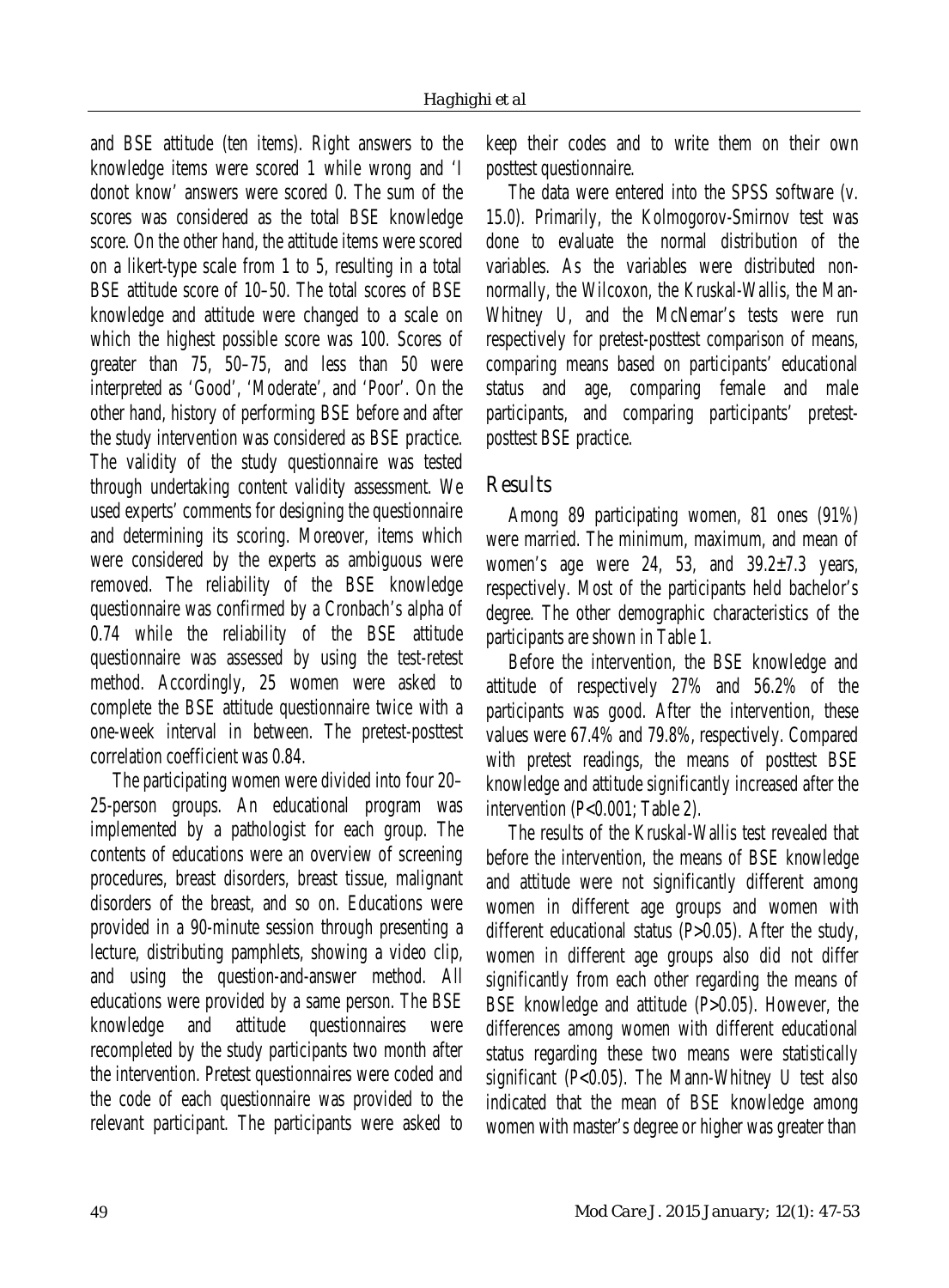and BSE attitude (ten items). Right answers to the knowledge items were scored 1 while wrong and 'I donot know' answers were scored 0. The sum of the scores was considered as the total BSE knowledge score. On the other hand, the attitude items were scored on a likert-type scale from 1 to 5, resulting in a total BSE attitude score of 10–50. The total scores of BSE knowledge and attitude were changed to a scale on which the highest possible score was 100. Scores of greater than 75, 50–75, and less than 50 were interpreted as 'Good', 'Moderate', and 'Poor'. On the other hand, history of performing BSE before and after the study intervention was considered as BSE practice. The validity of the study questionnaire was tested through undertaking content validity assessment. We used experts' comments for designing the questionnaire and determining its scoring. Moreover, items which were considered by the experts as ambiguous were removed. The reliability of the BSE knowledge questionnaire was confirmed by a Cronbach's alpha of 0.74 while the reliability of the BSE attitude questionnaire was assessed by using the test-retest method. Accordingly, 25 women were asked to complete the BSE attitude questionnaire twice with a one-week interval in between. The pretest-posttest correlation coefficient was 0.84.

The participating women were divided into four 20–25-person groups. An educational program was implemented by a pathologist for each group. The contents of educations were an overview of screening procedures, breast disorders, breast tissue, malignant disorders of the breast, and so on. Educations were provided in a 90-minute session through presenting a lecture, distributing pamphlets, showing a video clip, and using the question-and-answer method. All educations were provided by a same person. The BSE knowledge and attitude questionnaires were recompleted by the study participants two month after the intervention. Pretest questionnaires were coded and the code of each questionnaire was provided to the relevant participant. The participants were asked to keep their codes and to write them on their own posttest questionnaire.

The data were entered into the SPSS software (v. 15.0). Primarily, the Kolmogorov-Smirnov test was done to evaluate the normal distribution of the variables. As the variables were distributed non-normally, the Wilcoxon, the Kruskal-Wallis, the Man-Whitney U, and the McNemar's tests were run respectively for pretest-posttest comparison of means, comparing means based on participants' educational status and age, comparing female and male participants, and comparing participants' pretest-posttest BSE practice.

## Results

Among 89 participating women, 81 ones (91%) were married. The minimum, maximum, and mean of women's age were 24, 53, and 39.2±7.3 years, respectively. Most of the participants held bachelor's degree. The other demographic characteristics of the participants are shown in Table 1.

Before the intervention, the BSE knowledge and attitude of respectively 27% and 56.2% of the participants was good. After the intervention, these values were 67.4% and 79.8%, respectively. Compared with pretest readings, the means of posttest BSE knowledge and attitude significantly increased after the intervention ($P<0.001$; Table 2).

The results of the Kruskal-Wallis test revealed that before the intervention, the means of BSE knowledge and attitude were not significantly different among women in different age groups and women with different educational status ($P>0.05$). After the study, women in different age groups also did not differ significantly from each other regarding the means of BSE knowledge and attitude ($P>0.05$). However, the differences among women with different educational status regarding these two means were statistically significant ($P<0.05$). The Mann-Whitney U test also indicated that the mean of BSE knowledge among women with master's degree or higher was greater than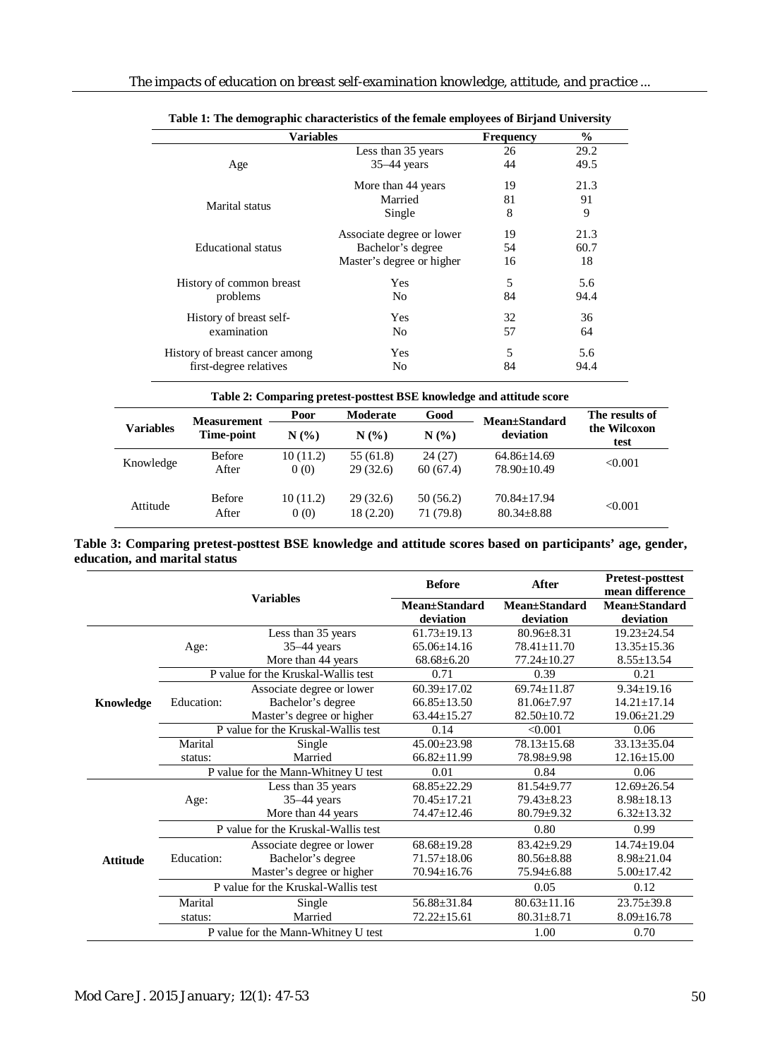**Table 1: The demographic characteristics of the female employees of Birjand University**

| Variables | | Frequency | % |
|---|---|---|---|
| Age | Less than 35 years | 26 | 29.2 |
| | 35–44 years | 44 | 49.5 |
| | More than 44 years | 19 | 21.3 |
| Marital status | Married | 81 | 91 |
| | Single | 8 | 9 |
| Educational status | Associate degree or lower | 19 | 21.3 |
| | Bachelor's degree | 54 | 60.7 |
| | Master's degree or higher | 16 | 18 |
| History of common breast problems | Yes | 5 | 5.6 |
| | No | 84 | 94.4 |
| History of breast self-examination | Yes | 32 | 36 |
| | No | 57 | 64 |
| History of breast cancer among first-degree relatives | Yes | 5 | 5.6 |
| | No | 84 | 94.4 |

**Table 2: Comparing pretest-posttest BSE knowledge and attitude score**

| Variables | Measurement Time-point | Poor N (%) | Moderate N (%) | Good N (%) | Mean±Standard deviation | The results of the Wilcoxon test |
|---|---|---|---|---|---|---|
| Knowledge | Before | 10 (11.2) | 55 (61.8) | 24 (27) | 64.86±14.69 | <0.001 |
| | After | 0 (0) | 29 (32.6) | 60 (67.4) | 78.90±10.49 | |
| Attitude | Before | 10 (11.2) | 29 (32.6) | 50 (56.2) | 70.84±17.94 | <0.001 |
| | After | 0 (0) | 18 (2.20) | 71 (79.8) | 80.34±8.88 | |

**Table 3: Comparing pretest-posttest BSE knowledge and attitude scores based on participants' age, gender, education, and marital status**

| Variables | | | Before Mean±Standard deviation | After Mean±Standard deviation | Pretest-posttest mean difference Mean±Standard deviation |
|---|---|---|---|---|---|
| Knowledge | Age: | Less than 35 years | 61.73±19.13 | 80.96±8.31 | 19.23±24.54 |
| | | 35–44 years | 65.06±14.16 | 78.41±11.70 | 13.35±15.36 |
| | | More than 44 years | 68.68±6.20 | 77.24±10.27 | 8.55±13.54 |
| | P value for the Kruskal-Wallis test | | 0.71 | 0.39 | 0.21 |
| | Education: | Associate degree or lower | 60.39±17.02 | 69.74±11.87 | 9.34±19.16 |
| | | Bachelor's degree | 66.85±13.50 | 81.06±7.97 | 14.21±17.14 |
| | | Master's degree or higher | 63.44±15.27 | 82.50±10.72 | 19.06±21.29 |
| | P value for the Kruskal-Wallis test | | 0.14 | <0.001 | 0.06 |
| | Marital status: | Single | 45.00±23.98 | 78.13±15.68 | 33.13±35.04 |
| | | Married | 66.82±11.99 | 78.98±9.98 | 12.16±15.00 |
| | P value for the Mann-Whitney U test | | 0.01 | 0.84 | 0.06 |
| Attitude | Age: | Less than 35 years | 68.85±22.29 | 81.54±9.77 | 12.69±26.54 |
| | | 35–44 years | 70.45±17.21 | 79.43±8.23 | 8.98±18.13 |
| | | More than 44 years | 74.47±12.46 | 80.79±9.32 | 6.32±13.32 |
| | P value for the Kruskal-Wallis test | | | 0.80 | 0.99 |
| | Education: | Associate degree or lower | 68.68±19.28 | 83.42±9.29 | 14.74±19.04 |
| | | Bachelor's degree | 71.57±18.06 | 80.56±8.88 | 8.98±21.04 |
| | | Master's degree or higher | 70.94±16.76 | 75.94±6.88 | 5.00±17.42 |
| | P value for the Kruskal-Wallis test | | | 0.05 | 0.12 |
| | Marital status: | Single | 56.88±31.84 | 80.63±11.16 | 23.75±39.8 |
| | | Married | 72.22±15.61 | 80.31±8.71 | 8.09±16.78 |
| | P value for the Mann-Whitney U test | | | 1.00 | 0.70 |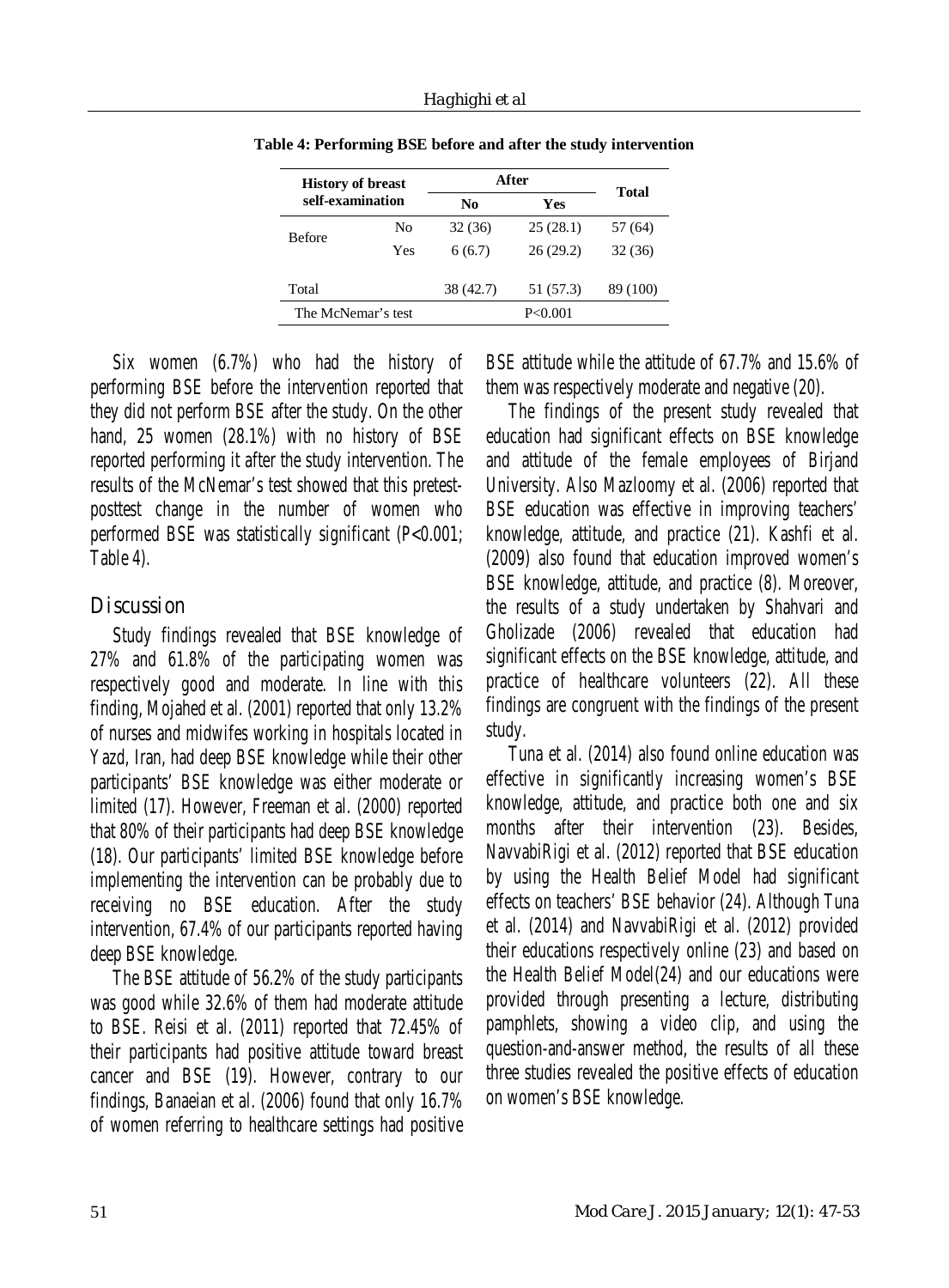**Table 4: Performing BSE before and after the study intervention**

| History of breast self-examination | | After | | Total |
|---|---|---|---|---|
| | | No | Yes | |
| Before | No | 32 (36) | 25 (28.1) | 57 (64) |
| | Yes | 6 (6.7) | 26 (29.2) | 32 (36) |
| Total | | 38 (42.7) | 51 (57.3) | 89 (100) |
| The McNemar's test | | P<0.001 | | |

Six women (6.7%) who had the history of performing BSE before the intervention reported that they did not perform BSE after the study. On the other hand, 25 women (28.1%) with no history of BSE reported performing it after the study intervention. The results of the McNemar's test showed that this pretest-posttest change in the number of women who performed BSE was statistically significant (P<0.001; Table 4).

## Discussion

Study findings revealed that BSE knowledge of 27% and 61.8% of the participating women was respectively good and moderate. In line with this finding, Mojahed et al. (2001) reported that only 13.2% of nurses and midwifes working in hospitals located in Yazd, Iran, had deep BSE knowledge while their other participants' BSE knowledge was either moderate or limited (17). However, Freeman et al. (2000) reported that 80% of their participants had deep BSE knowledge (18). Our participants' limited BSE knowledge before implementing the intervention can be probably due to receiving no BSE education. After the study intervention, 67.4% of our participants reported having deep BSE knowledge.

The BSE attitude of 56.2% of the study participants was good while 32.6% of them had moderate attitude to BSE. Reisi et al. (2011) reported that 72.45% of their participants had positive attitude toward breast cancer and BSE (19). However, contrary to our findings, Banaeian et al. (2006) found that only 16.7% of women referring to healthcare settings had positive BSE attitude while the attitude of 67.7% and 15.6% of them was respectively moderate and negative (20).

The findings of the present study revealed that education had significant effects on BSE knowledge and attitude of the female employees of Birjand University. Also Mazloomy et al. (2006) reported that BSE education was effective in improving teachers' knowledge, attitude, and practice (21). Kashfi et al. (2009) also found that education improved women's BSE knowledge, attitude, and practice (8). Moreover, the results of a study undertaken by Shahvari and Gholizade (2006) revealed that education had significant effects on the BSE knowledge, attitude, and practice of healthcare volunteers (22). All these findings are congruent with the findings of the present study.

Tuna et al. (2014) also found online education was effective in significantly increasing women's BSE knowledge, attitude, and practice both one and six months after their intervention (23). Besides, NavvabiRigi et al. (2012) reported that BSE education by using the Health Belief Model had significant effects on teachers' BSE behavior (24). Although Tuna et al. (2014) and NavvabiRigi et al. (2012) provided their educations respectively online (23) and based on the Health Belief Model(24) and our educations were provided through presenting a lecture, distributing pamphlets, showing a video clip, and using the question-and-answer method, the results of all these three studies revealed the positive effects of education on women's BSE knowledge.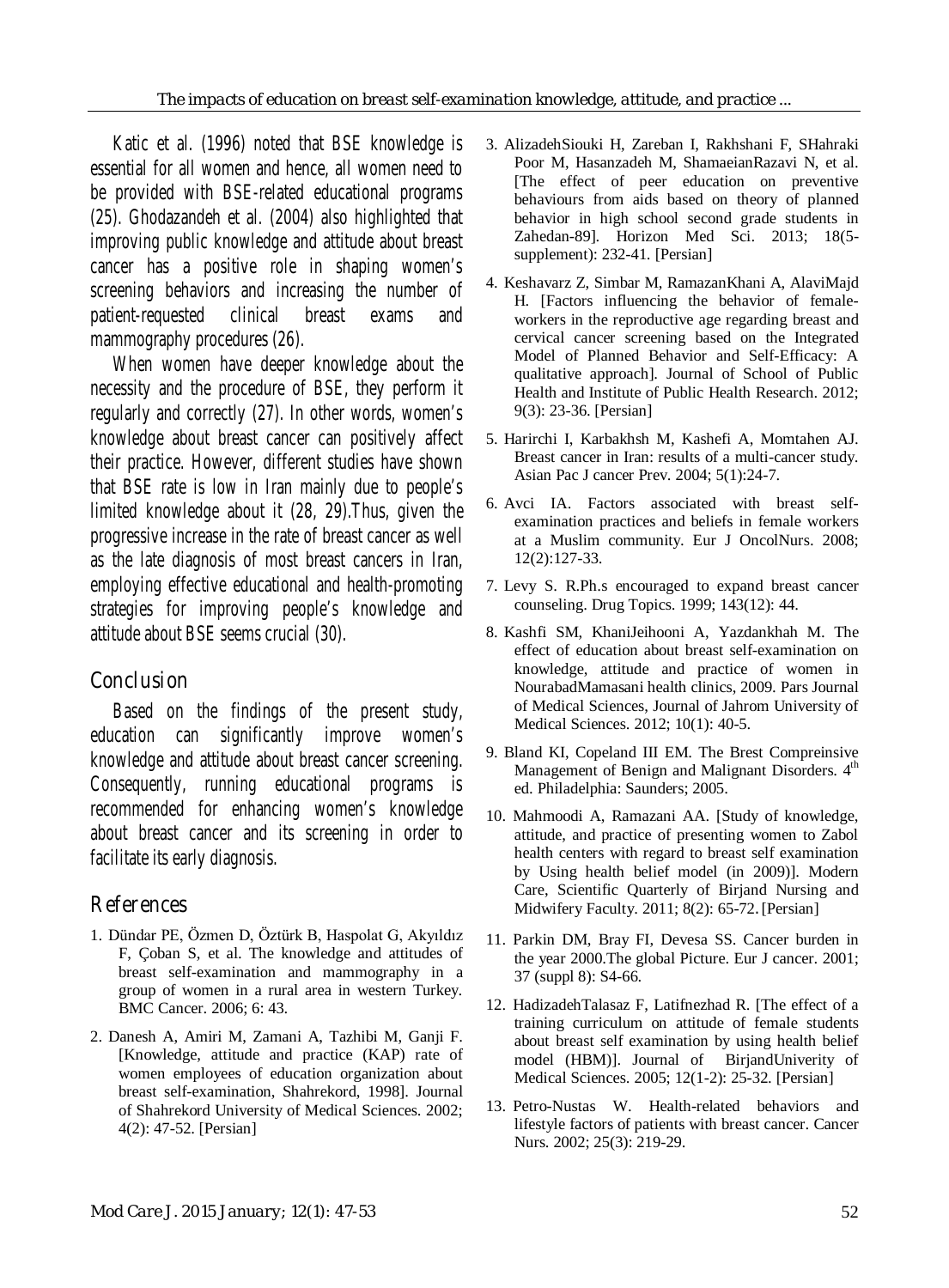Katic et al. (1996) noted that BSE knowledge is essential for all women and hence, all women need to be provided with BSE-related educational programs (25). Ghodazandeh et al. (2004) also highlighted that improving public knowledge and attitude about breast cancer has a positive role in shaping women's screening behaviors and increasing the number of patient-requested clinical breast exams and mammography procedures (26).

When women have deeper knowledge about the necessity and the procedure of BSE, they perform it regularly and correctly (27). In other words, women's knowledge about breast cancer can positively affect their practice. However, different studies have shown that BSE rate is low in Iran mainly due to people's limited knowledge about it (28, 29).Thus, given the progressive increase in the rate of breast cancer as well as the late diagnosis of most breast cancers in Iran, employing effective educational and health-promoting strategies for improving people's knowledge and attitude about BSE seems crucial (30).

## Conclusion

Based on the findings of the present study, education can significantly improve women's knowledge and attitude about breast cancer screening. Consequently, running educational programs is recommended for enhancing women's knowledge about breast cancer and its screening in order to facilitate its early diagnosis.

## References

1. Dündar PE, Özmen D, Öztürk B, Haspolat G, Akyıldız F, Çoban S, et al. The knowledge and attitudes of breast self-examination and mammography in a group of women in a rural area in western Turkey. BMC Cancer. 2006; 6: 43.
2. Danesh A, Amiri M, Zamani A, Tazhibi M, Ganji F. [Knowledge, attitude and practice (KAP) rate of women employees of education organization about breast self-examination, Shahrekord, 1998]. Journal of Shahrekord University of Medical Sciences. 2002; 4(2): 47-52. [Persian]
3. AlizadehSiouki H, Zareban I, Rakhshani F, SHahraki Poor M, Hasanzadeh M, ShamaeianRazavi N, et al. [The effect of peer education on preventive behaviours from aids based on theory of planned behavior in high school second grade students in Zahedan-89]. Horizon Med Sci. 2013; 18(5-supplement): 232-41. [Persian]
4. Keshavarz Z, Simbar M, RamazanKhani A, AlaviMajd H. [Factors influencing the behavior of female-workers in the reproductive age regarding breast and cervical cancer screening based on the Integrated Model of Planned Behavior and Self-Efficacy: A qualitative approach]. Journal of School of Public Health and Institute of Public Health Research. 2012; 9(3): 23-36. [Persian]
5. Harirchi I, Karbakhsh M, Kashefi A, Momtahen AJ. Breast cancer in Iran: results of a multi-cancer study. Asian Pac J cancer Prev. 2004; 5(1):24-7.
6. Avci IA. Factors associated with breast self-examination practices and beliefs in female workers at a Muslim community. Eur J OncolNurs. 2008; 12(2):127-33.
7. Levy S. R.Ph.s encouraged to expand breast cancer counseling. Drug Topics. 1999; 143(12): 44.
8. Kashfi SM, KhaniJeihooni A, Yazdankhah M. The effect of education about breast self-examination on knowledge, attitude and practice of women in NourabadMamasani health clinics, 2009. Pars Journal of Medical Sciences, Journal of Jahrom University of Medical Sciences. 2012; 10(1): 40-5.
9. Bland KI, Copeland III EM. The Brest Compreinsive Management of Benign and Malignant Disorders. 4th ed. Philadelphia: Saunders; 2005.
10. Mahmoodi A, Ramazani AA. [Study of knowledge, attitude, and practice of presenting women to Zabol health centers with regard to breast self examination by Using health belief model (in 2009)]. Modern Care, Scientific Quarterly of Birjand Nursing and Midwifery Faculty. 2011; 8(2): 65-72. [Persian]
11. Parkin DM, Bray FI, Devesa SS. Cancer burden in the year 2000.The global Picture. Eur J cancer. 2001; 37 (suppl 8): S4-66.
12. HadizadehTalasaz F, Latifnezhad R. [The effect of a training curriculum on attitude of female students about breast self examination by using health belief model (HBM)]. Journal of BirjandUniverity of Medical Sciences. 2005; 12(1-2): 25-32. [Persian]
13. Petro-Nustas W. Health-related behaviors and lifestyle factors of patients with breast cancer. Cancer Nurs. 2002; 25(3): 219-29.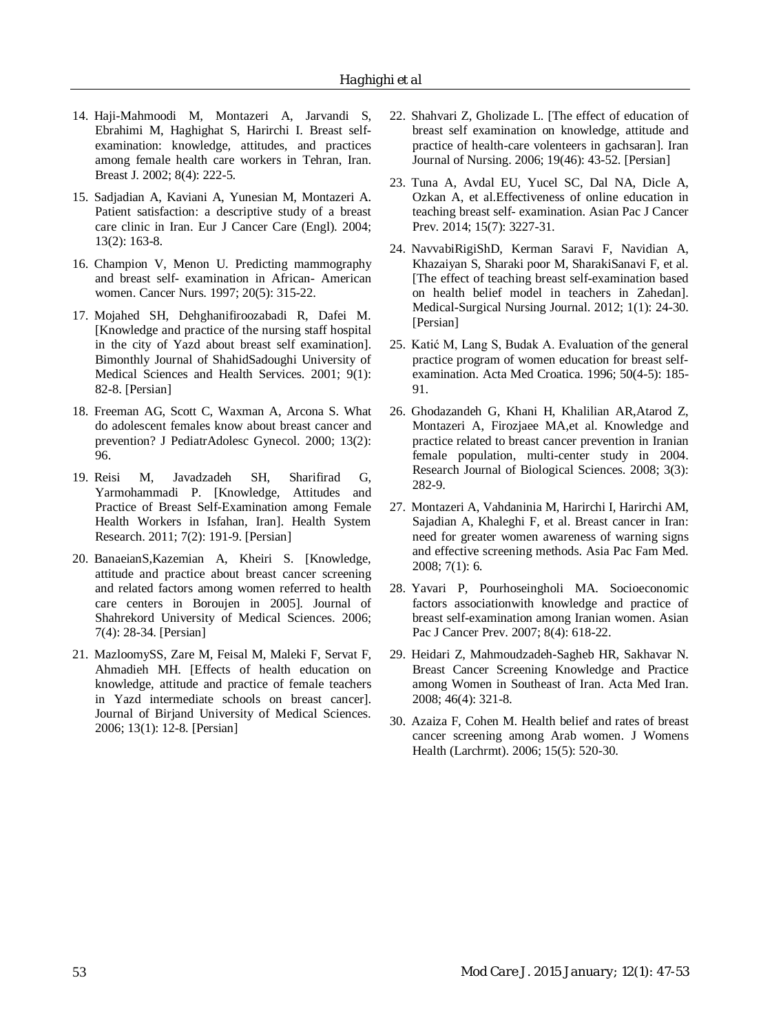14. Haji-Mahmoodi M, Montazeri A, Jarvandi S, Ebrahimi M, Haghighat S, Harirchi I. Breast self-examination: knowledge, attitudes, and practices among female health care workers in Tehran, Iran. Breast J. 2002; 8(4): 222-5.

15. Sadjadian A, Kaviani A, Yunesian M, Montazeri A. Patient satisfaction: a descriptive study of a breast care clinic in Iran. Eur J Cancer Care (Engl). 2004; 13(2): 163-8.

16. Champion V, Menon U. Predicting mammography and breast self- examination in African- American women. Cancer Nurs. 1997; 20(5): 315-22.

17. Mojahed SH, Dehghanifiroozabadi R, Dafei M. [Knowledge and practice of the nursing staff hospital in the city of Yazd about breast self examination]. Bimonthly Journal of ShahidSadoughi University of Medical Sciences and Health Services. 2001; 9(1): 82-8. [Persian]

18. Freeman AG, Scott C, Waxman A, Arcona S. What do adolescent females know about breast cancer and prevention? J PediatrAdolesc Gynecol. 2000; 13(2): 96.

19. Reisi M, Javadzadeh SH, Sharifirad G, Yarmohammadi P. [Knowledge, Attitudes and Practice of Breast Self-Examination among Female Health Workers in Isfahan, Iran]. Health System Research. 2011; 7(2): 191-9. [Persian]

20. BanaeianS,Kazemian A, Kheiri S. [Knowledge, attitude and practice about breast cancer screening and related factors among women referred to health care centers in Boroujen in 2005]. Journal of Shahrekord University of Medical Sciences. 2006; 7(4): 28-34. [Persian]

21. MazloomySS, Zare M, Feisal M, Maleki F, Servat F, Ahmadieh MH. [Effects of health education on knowledge, attitude and practice of female teachers in Yazd intermediate schools on breast cancer]. Journal of Birjand University of Medical Sciences. 2006; 13(1): 12-8. [Persian]

22. Shahvari Z, Gholizade L. [The effect of education of breast self examination on knowledge, attitude and practice of health-care volenteers in gachsaran]. Iran Journal of Nursing. 2006; 19(46): 43-52. [Persian]

23. Tuna A, Avdal EU, Yucel SC, Dal NA, Dicle A, Ozkan A, et al.Effectiveness of online education in teaching breast self- examination. Asian Pac J Cancer Prev. 2014; 15(7): 3227-31.

24. NavvabiRigiShD, Kerman Saravi F, Navidian A, Khazaiyan S, Sharaki poor M, SharakiSanavi F, et al. [The effect of teaching breast self-examination based on health belief model in teachers in Zahedan]. Medical-Surgical Nursing Journal. 2012; 1(1): 24-30. [Persian]

25. Katić M, Lang S, Budak A. Evaluation of the general practice program of women education for breast self-examination. Acta Med Croatica. 1996; 50(4-5): 185-91.

26. Ghodazandeh G, Khani H, Khalilian AR,Atarod Z, Montazeri A, Firozjaee MA,et al. Knowledge and practice related to breast cancer prevention in Iranian female population, multi-center study in 2004. Research Journal of Biological Sciences. 2008; 3(3): 282-9.

27. Montazeri A, Vahdaninia M, Harirchi I, Harirchi AM, Sajadian A, Khaleghi F, et al. Breast cancer in Iran: need for greater women awareness of warning signs and effective screening methods. Asia Pac Fam Med. 2008; 7(1): 6.

28. Yavari P, Pourhoseingholi MA. Socioeconomic factors associationwith knowledge and practice of breast self-examination among Iranian women. Asian Pac J Cancer Prev. 2007; 8(4): 618-22.

29. Heidari Z, Mahmoudzadeh-Sagheb HR, Sakhavar N. Breast Cancer Screening Knowledge and Practice among Women in Southeast of Iran. Acta Med Iran. 2008; 46(4): 321-8.

30. Azaiza F, Cohen M. Health belief and rates of breast cancer screening among Arab women. J Womens Health (Larchrmt). 2006; 15(5): 520-30.